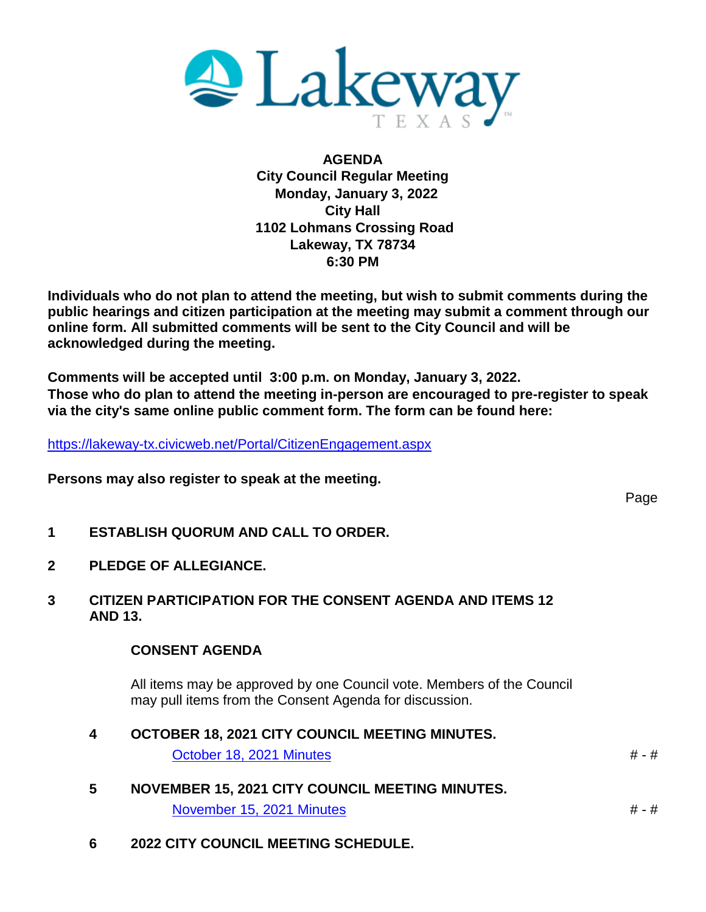**Lakeway TEXAS**

**AGENDA**
**City Council Regular Meeting**
**Monday, January 3, 2022**
**City Hall**
**1102 Lohmans Crossing Road**
**Lakeway, TX 78734**
**6:30 PM**

**Individuals who do not plan to attend the meeting, but wish to submit comments during the public hearings and citizen participation at the meeting may submit a comment through our online form. All submitted comments will be sent to the City Council and will be acknowledged during the meeting.**

**Comments will be accepted until 3:00 p.m. on Monday, January 3, 2022.**
**Those who do plan to attend the meeting in-person are encouraged to pre-register to speak via the city's same online public comment form. The form can be found here:**

https://lakeway-tx.civicweb.net/Portal/CitizenEngagement.aspx

**Persons may also register to speak at the meeting.**

Page

**1 ESTABLISH QUORUM AND CALL TO ORDER.**

**2 PLEDGE OF ALLEGIANCE.**

**3 CITIZEN PARTICIPATION FOR THE CONSENT AGENDA AND ITEMS 12 AND 13.**

**CONSENT AGENDA**

All items may be approved by one Council vote. Members of the Council may pull items from the Consent Agenda for discussion.

**4 OCTOBER 18, 2021 CITY COUNCIL MEETING MINUTES.**

October 18, 2021 Minutes # - #

**5 NOVEMBER 15, 2021 CITY COUNCIL MEETING MINUTES.**

November 15, 2021 Minutes # - #

**6 2022 CITY COUNCIL MEETING SCHEDULE.**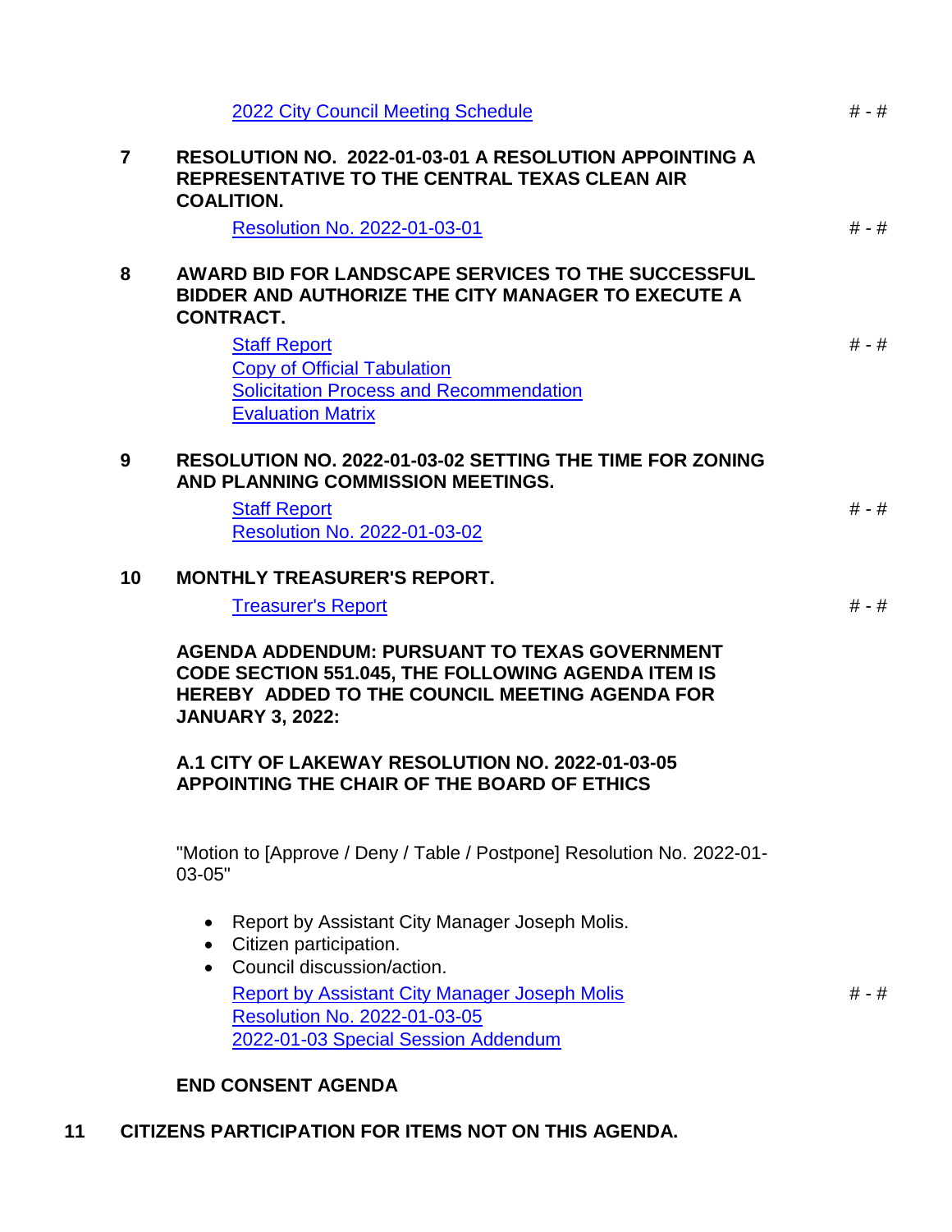2022 City Council Meeting Schedule # - #

**7 RESOLUTION NO. 2022-01-03-01 A RESOLUTION APPOINTING A REPRESENTATIVE TO THE CENTRAL TEXAS CLEAN AIR COALITION.**

Resolution No. 2022-01-03-01 # - #

**8 AWARD BID FOR LANDSCAPE SERVICES TO THE SUCCESSFUL BIDDER AND AUTHORIZE THE CITY MANAGER TO EXECUTE A CONTRACT.**

Staff Report # - #
Copy of Official Tabulation
Solicitation Process and Recommendation
Evaluation Matrix

**9 RESOLUTION NO. 2022-01-03-02 SETTING THE TIME FOR ZONING AND PLANNING COMMISSION MEETINGS.**

Staff Report # - #
Resolution No. 2022-01-03-02

**10 MONTHLY TREASURER'S REPORT.**

Treasurer's Report # - #

**AGENDA ADDENDUM: PURSUANT TO TEXAS GOVERNMENT CODE SECTION 551.045, THE FOLLOWING AGENDA ITEM IS HEREBY ADDED TO THE COUNCIL MEETING AGENDA FOR JANUARY 3, 2022:**

**A.1 CITY OF LAKEWAY RESOLUTION NO. 2022-01-03-05 APPOINTING THE CHAIR OF THE BOARD OF ETHICS**

"Motion to [Approve / Deny / Table / Postpone] Resolution No. 2022-01-03-05"

- Report by Assistant City Manager Joseph Molis.
- Citizen participation.
- Council discussion/action.

Report by Assistant City Manager Joseph Molis # - #
Resolution No. 2022-01-03-05
2022-01-03 Special Session Addendum

**END CONSENT AGENDA**

**11 CITIZENS PARTICIPATION FOR ITEMS NOT ON THIS AGENDA.**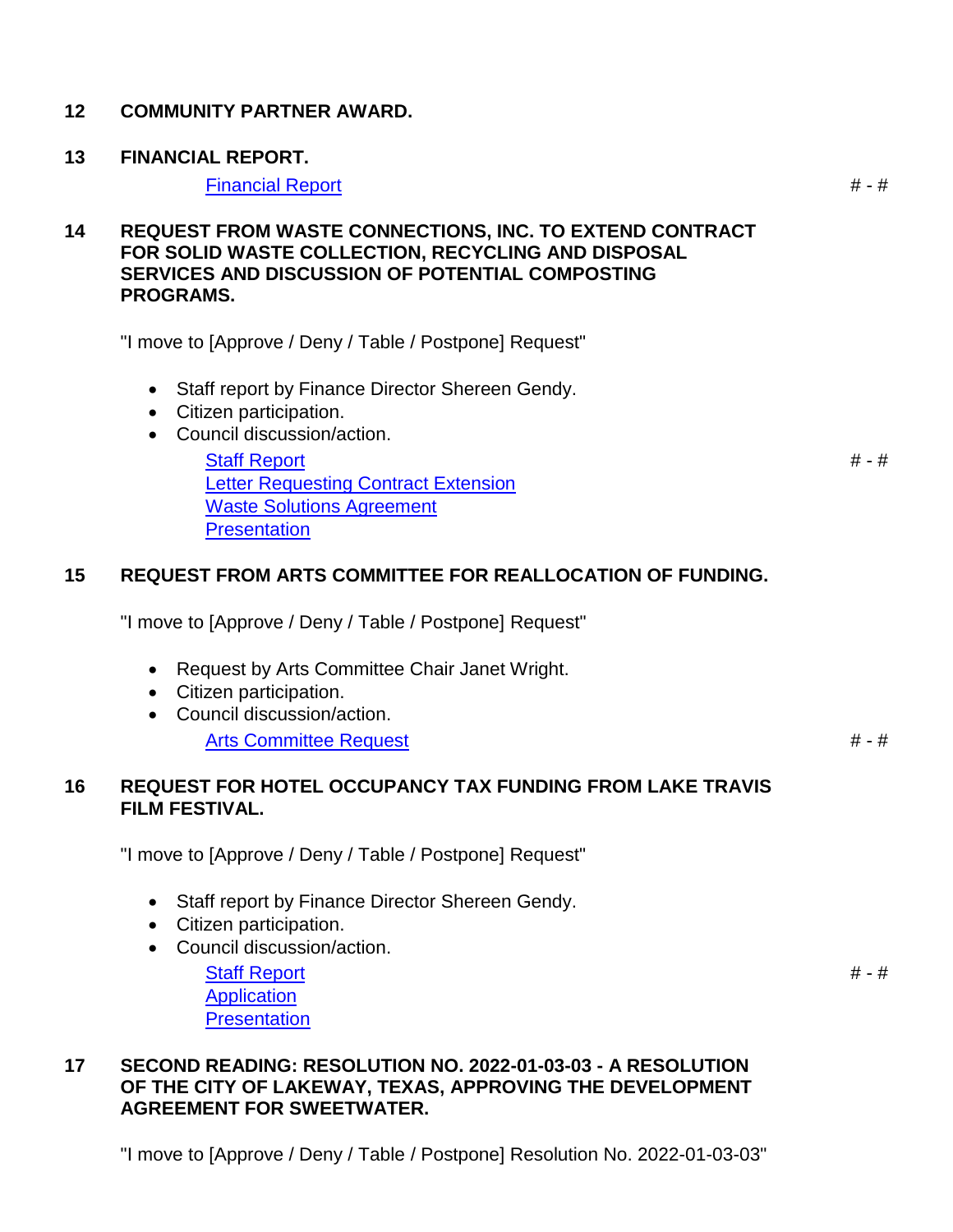**12 COMMUNITY PARTNER AWARD.**

**13 FINANCIAL REPORT.**

Financial Report # - #

**14 REQUEST FROM WASTE CONNECTIONS, INC. TO EXTEND CONTRACT FOR SOLID WASTE COLLECTION, RECYCLING AND DISPOSAL SERVICES AND DISCUSSION OF POTENTIAL COMPOSTING PROGRAMS.**

"I move to [Approve / Deny / Table / Postpone] Request"

- Staff report by Finance Director Shereen Gendy.
- Citizen participation.
- Council discussion/action.

Staff Report # - #
Letter Requesting Contract Extension
Waste Solutions Agreement
Presentation

**15 REQUEST FROM ARTS COMMITTEE FOR REALLOCATION OF FUNDING.**

"I move to [Approve / Deny / Table / Postpone] Request"

- Request by Arts Committee Chair Janet Wright.
- Citizen participation.
- Council discussion/action.

Arts Committee Request # - #

**16 REQUEST FOR HOTEL OCCUPANCY TAX FUNDING FROM LAKE TRAVIS FILM FESTIVAL.**

"I move to [Approve / Deny / Table / Postpone] Request"

- Staff report by Finance Director Shereen Gendy.
- Citizen participation.
- Council discussion/action.

Staff Report # - #
Application
Presentation

**17 SECOND READING: RESOLUTION NO. 2022-01-03-03 - A RESOLUTION OF THE CITY OF LAKEWAY, TEXAS, APPROVING THE DEVELOPMENT AGREEMENT FOR SWEETWATER.**

"I move to [Approve / Deny / Table / Postpone] Resolution No. 2022-01-03-03"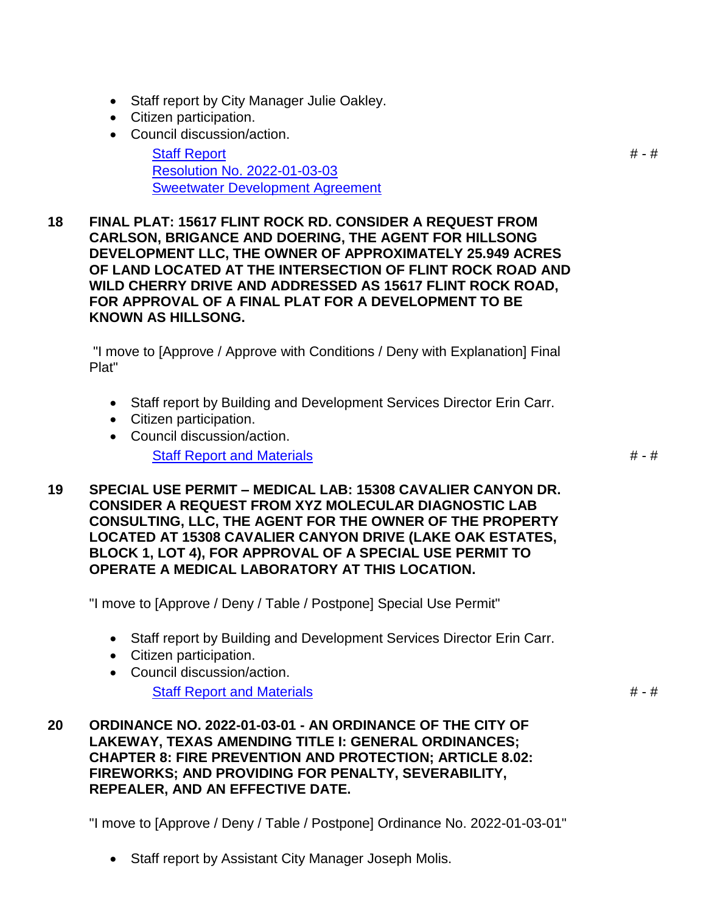- Staff report by City Manager Julie Oakley.
- Citizen participation.
- Council discussion/action.

  Staff Report # - #
  Resolution No. 2022-01-03-03
  Sweetwater Development Agreement

**18 FINAL PLAT: 15617 FLINT ROCK RD. CONSIDER A REQUEST FROM CARLSON, BRIGANCE AND DOERING, THE AGENT FOR HILLSONG DEVELOPMENT LLC, THE OWNER OF APPROXIMATELY 25.949 ACRES OF LAND LOCATED AT THE INTERSECTION OF FLINT ROCK ROAD AND WILD CHERRY DRIVE AND ADDRESSED AS 15617 FLINT ROCK ROAD, FOR APPROVAL OF A FINAL PLAT FOR A DEVELOPMENT TO BE KNOWN AS HILLSONG.**

"I move to [Approve / Approve with Conditions / Deny with Explanation] Final Plat"

- Staff report by Building and Development Services Director Erin Carr.
- Citizen participation.
- Council discussion/action.

  Staff Report and Materials # - #

**19 SPECIAL USE PERMIT – MEDICAL LAB: 15308 CAVALIER CANYON DR. CONSIDER A REQUEST FROM XYZ MOLECULAR DIAGNOSTIC LAB CONSULTING, LLC, THE AGENT FOR THE OWNER OF THE PROPERTY LOCATED AT 15308 CAVALIER CANYON DRIVE (LAKE OAK ESTATES, BLOCK 1, LOT 4), FOR APPROVAL OF A SPECIAL USE PERMIT TO OPERATE A MEDICAL LABORATORY AT THIS LOCATION.**

"I move to [Approve / Deny / Table / Postpone] Special Use Permit"

- Staff report by Building and Development Services Director Erin Carr.
- Citizen participation.
- Council discussion/action.

  Staff Report and Materials # - #

**20 ORDINANCE NO. 2022-01-03-01 - AN ORDINANCE OF THE CITY OF LAKEWAY, TEXAS AMENDING TITLE I: GENERAL ORDINANCES; CHAPTER 8: FIRE PREVENTION AND PROTECTION; ARTICLE 8.02: FIREWORKS; AND PROVIDING FOR PENALTY, SEVERABILITY, REPEALER, AND AN EFFECTIVE DATE.**

"I move to [Approve / Deny / Table / Postpone] Ordinance No. 2022-01-03-01"

- Staff report by Assistant City Manager Joseph Molis.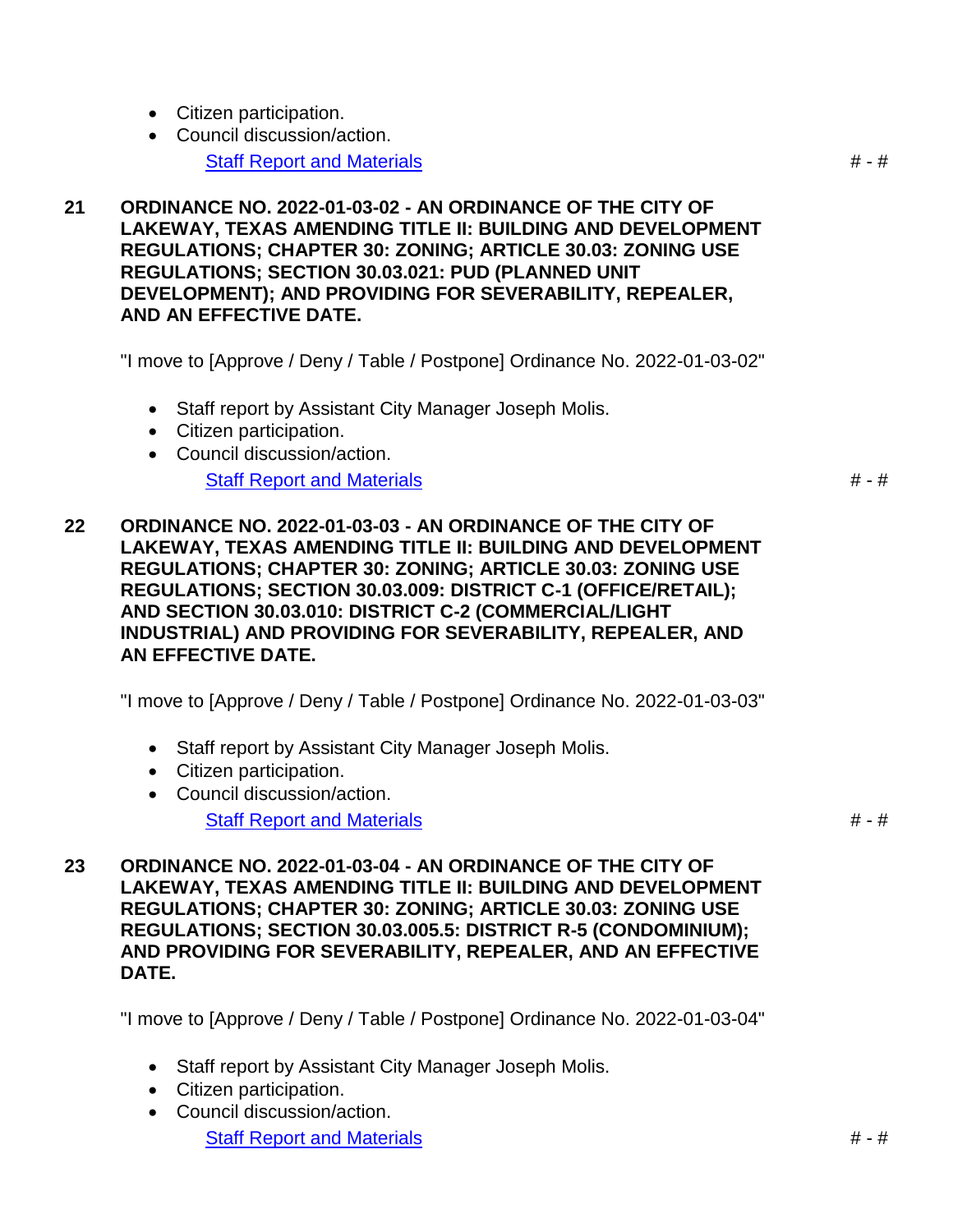- Citizen participation.
- Council discussion/action.

  [Staff Report and Materials] # - #

**21 ORDINANCE NO. 2022-01-03-02 - AN ORDINANCE OF THE CITY OF LAKEWAY, TEXAS AMENDING TITLE II: BUILDING AND DEVELOPMENT REGULATIONS; CHAPTER 30: ZONING; ARTICLE 30.03: ZONING USE REGULATIONS; SECTION 30.03.021: PUD (PLANNED UNIT DEVELOPMENT); AND PROVIDING FOR SEVERABILITY, REPEALER, AND AN EFFECTIVE DATE.**

"I move to [Approve / Deny / Table / Postpone] Ordinance No. 2022-01-03-02"

- Staff report by Assistant City Manager Joseph Molis.
- Citizen participation.
- Council discussion/action.

  [Staff Report and Materials] # - #

**22 ORDINANCE NO. 2022-01-03-03 - AN ORDINANCE OF THE CITY OF LAKEWAY, TEXAS AMENDING TITLE II: BUILDING AND DEVELOPMENT REGULATIONS; CHAPTER 30: ZONING; ARTICLE 30.03: ZONING USE REGULATIONS; SECTION 30.03.009: DISTRICT C-1 (OFFICE/RETAIL); AND SECTION 30.03.010: DISTRICT C-2 (COMMERCIAL/LIGHT INDUSTRIAL) AND PROVIDING FOR SEVERABILITY, REPEALER, AND AN EFFECTIVE DATE.**

"I move to [Approve / Deny / Table / Postpone] Ordinance No. 2022-01-03-03"

- Staff report by Assistant City Manager Joseph Molis.
- Citizen participation.
- Council discussion/action.

  [Staff Report and Materials] # - #

**23 ORDINANCE NO. 2022-01-03-04 - AN ORDINANCE OF THE CITY OF LAKEWAY, TEXAS AMENDING TITLE II: BUILDING AND DEVELOPMENT REGULATIONS; CHAPTER 30: ZONING; ARTICLE 30.03: ZONING USE REGULATIONS; SECTION 30.03.005.5: DISTRICT R-5 (CONDOMINIUM); AND PROVIDING FOR SEVERABILITY, REPEALER, AND AN EFFECTIVE DATE.**

"I move to [Approve / Deny / Table / Postpone] Ordinance No. 2022-01-03-04"

- Staff report by Assistant City Manager Joseph Molis.
- Citizen participation.
- Council discussion/action.

  [Staff Report and Materials] # - #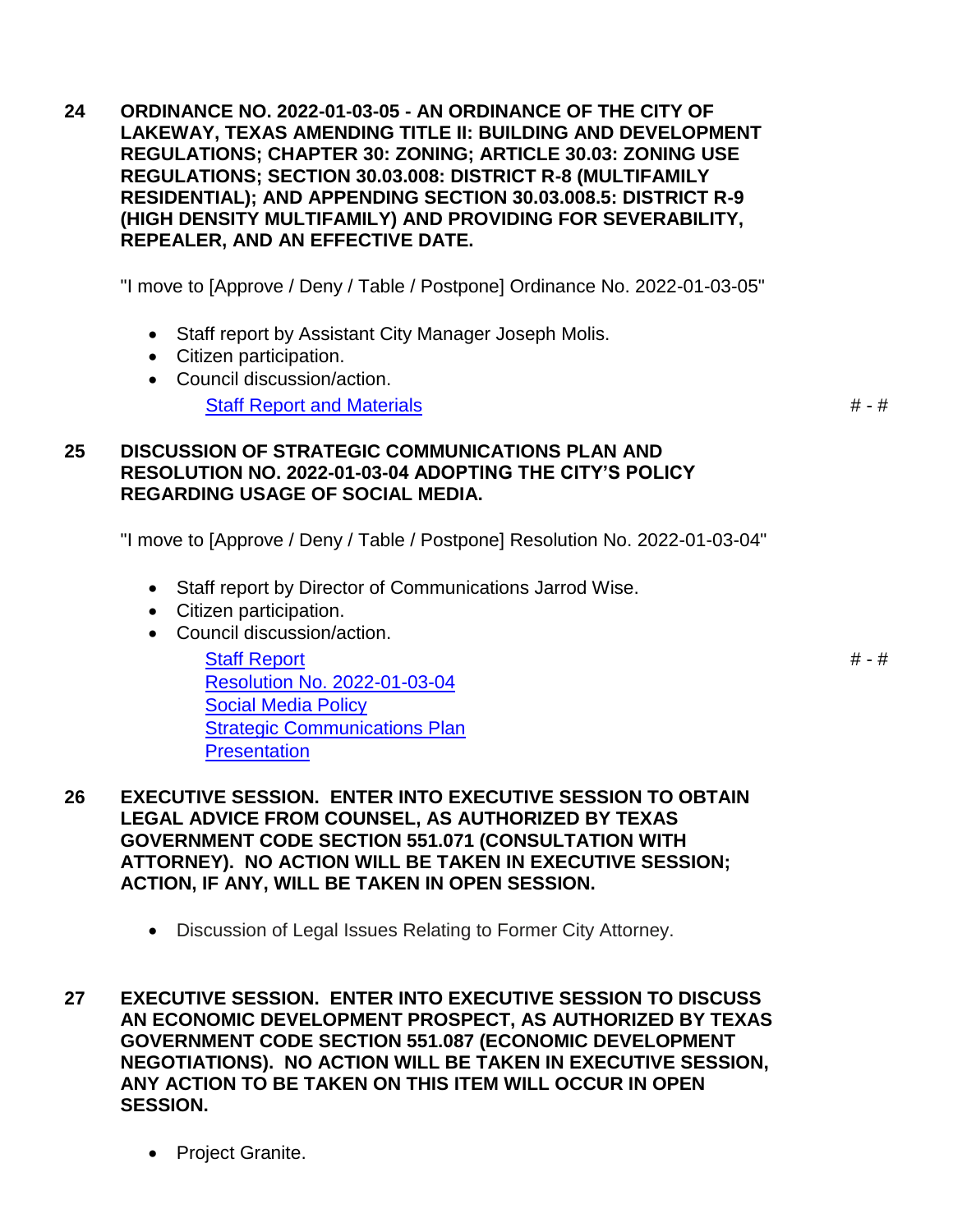**24 ORDINANCE NO. 2022-01-03-05 - AN ORDINANCE OF THE CITY OF LAKEWAY, TEXAS AMENDING TITLE II: BUILDING AND DEVELOPMENT REGULATIONS; CHAPTER 30: ZONING; ARTICLE 30.03: ZONING USE REGULATIONS; SECTION 30.03.008: DISTRICT R-8 (MULTIFAMILY RESIDENTIAL); AND APPENDING SECTION 30.03.008.5: DISTRICT R-9 (HIGH DENSITY MULTIFAMILY) AND PROVIDING FOR SEVERABILITY, REPEALER, AND AN EFFECTIVE DATE.**

"I move to [Approve / Deny / Table / Postpone] Ordinance No. 2022-01-03-05"

- Staff report by Assistant City Manager Joseph Molis.
- Citizen participation.
- Council discussion/action.

Staff Report and Materials # - #

**25 DISCUSSION OF STRATEGIC COMMUNICATIONS PLAN AND RESOLUTION NO. 2022-01-03-04 ADOPTING THE CITY'S POLICY REGARDING USAGE OF SOCIAL MEDIA.**

"I move to [Approve / Deny / Table / Postpone] Resolution No. 2022-01-03-04"

- Staff report by Director of Communications Jarrod Wise.
- Citizen participation.
- Council discussion/action.

Staff Report # - #
Resolution No. 2022-01-03-04
Social Media Policy
Strategic Communications Plan
Presentation

**26 EXECUTIVE SESSION. ENTER INTO EXECUTIVE SESSION TO OBTAIN LEGAL ADVICE FROM COUNSEL, AS AUTHORIZED BY TEXAS GOVERNMENT CODE SECTION 551.071 (CONSULTATION WITH ATTORNEY). NO ACTION WILL BE TAKEN IN EXECUTIVE SESSION; ACTION, IF ANY, WILL BE TAKEN IN OPEN SESSION.**

- Discussion of Legal Issues Relating to Former City Attorney.

**27 EXECUTIVE SESSION. ENTER INTO EXECUTIVE SESSION TO DISCUSS AN ECONOMIC DEVELOPMENT PROSPECT, AS AUTHORIZED BY TEXAS GOVERNMENT CODE SECTION 551.087 (ECONOMIC DEVELOPMENT NEGOTIATIONS). NO ACTION WILL BE TAKEN IN EXECUTIVE SESSION, ANY ACTION TO BE TAKEN ON THIS ITEM WILL OCCUR IN OPEN SESSION.**

- Project Granite.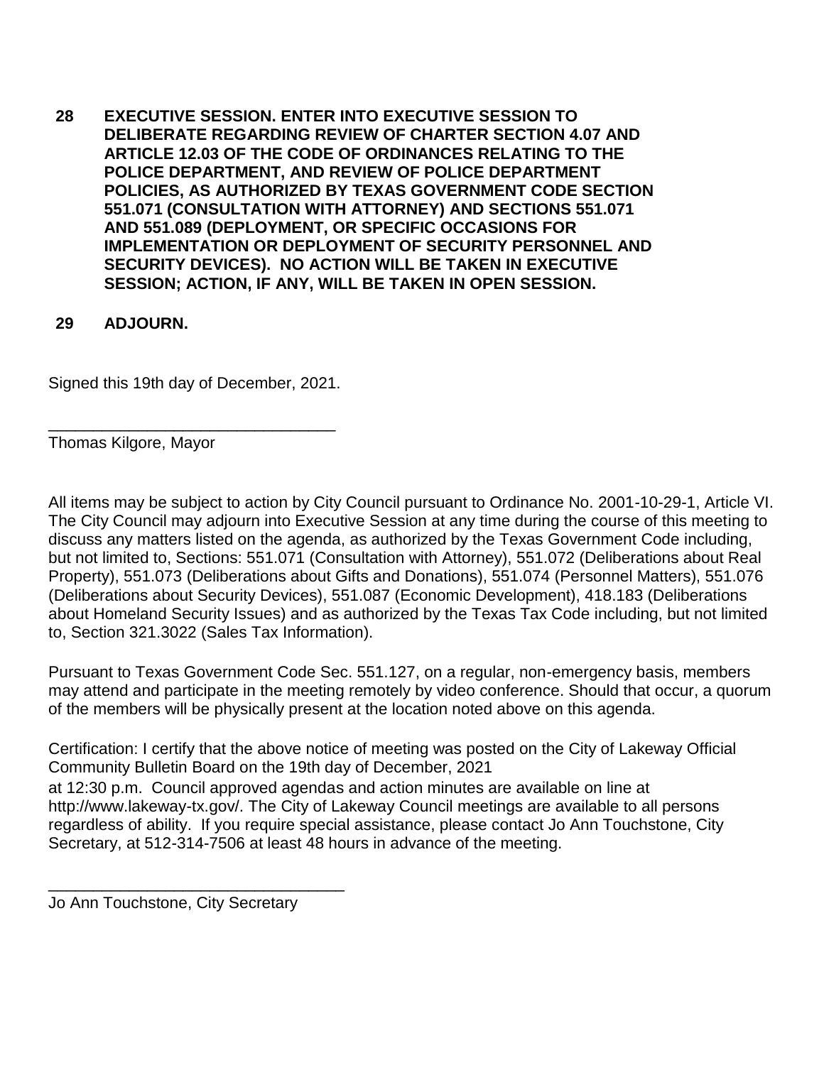**28 EXECUTIVE SESSION. ENTER INTO EXECUTIVE SESSION TO DELIBERATE REGARDING REVIEW OF CHARTER SECTION 4.07 AND ARTICLE 12.03 OF THE CODE OF ORDINANCES RELATING TO THE POLICE DEPARTMENT, AND REVIEW OF POLICE DEPARTMENT POLICIES, AS AUTHORIZED BY TEXAS GOVERNMENT CODE SECTION 551.071 (CONSULTATION WITH ATTORNEY) AND SECTIONS 551.071 AND 551.089 (DEPLOYMENT, OR SPECIFIC OCCASIONS FOR IMPLEMENTATION OR DEPLOYMENT OF SECURITY PERSONNEL AND SECURITY DEVICES). NO ACTION WILL BE TAKEN IN EXECUTIVE SESSION; ACTION, IF ANY, WILL BE TAKEN IN OPEN SESSION.**

**29 ADJOURN.**

Signed this 19th day of December, 2021.

\_\_\_\_\_\_\_\_\_\_\_\_\_\_\_\_\_\_\_\_\_\_\_\_\_\_\_\_\_\_\_\_

Thomas Kilgore, Mayor

All items may be subject to action by City Council pursuant to Ordinance No. 2001-10-29-1, Article VI. The City Council may adjourn into Executive Session at any time during the course of this meeting to discuss any matters listed on the agenda, as authorized by the Texas Government Code including, but not limited to, Sections: 551.071 (Consultation with Attorney), 551.072 (Deliberations about Real Property), 551.073 (Deliberations about Gifts and Donations), 551.074 (Personnel Matters), 551.076 (Deliberations about Security Devices), 551.087 (Economic Development), 418.183 (Deliberations about Homeland Security Issues) and as authorized by the Texas Tax Code including, but not limited to, Section 321.3022 (Sales Tax Information).

Pursuant to Texas Government Code Sec. 551.127, on a regular, non-emergency basis, members may attend and participate in the meeting remotely by video conference. Should that occur, a quorum of the members will be physically present at the location noted above on this agenda.

Certification: I certify that the above notice of meeting was posted on the City of Lakeway Official Community Bulletin Board on the 19th day of December, 2021 at 12:30 p.m. Council approved agendas and action minutes are available on line at http://www.lakeway-tx.gov/. The City of Lakeway Council meetings are available to all persons regardless of ability. If you require special assistance, please contact Jo Ann Touchstone, City Secretary, at 512-314-7506 at least 48 hours in advance of the meeting.

\_\_\_\_\_\_\_\_\_\_\_\_\_\_\_\_\_\_\_\_\_\_\_\_\_\_\_\_\_\_\_\_

Jo Ann Touchstone, City Secretary